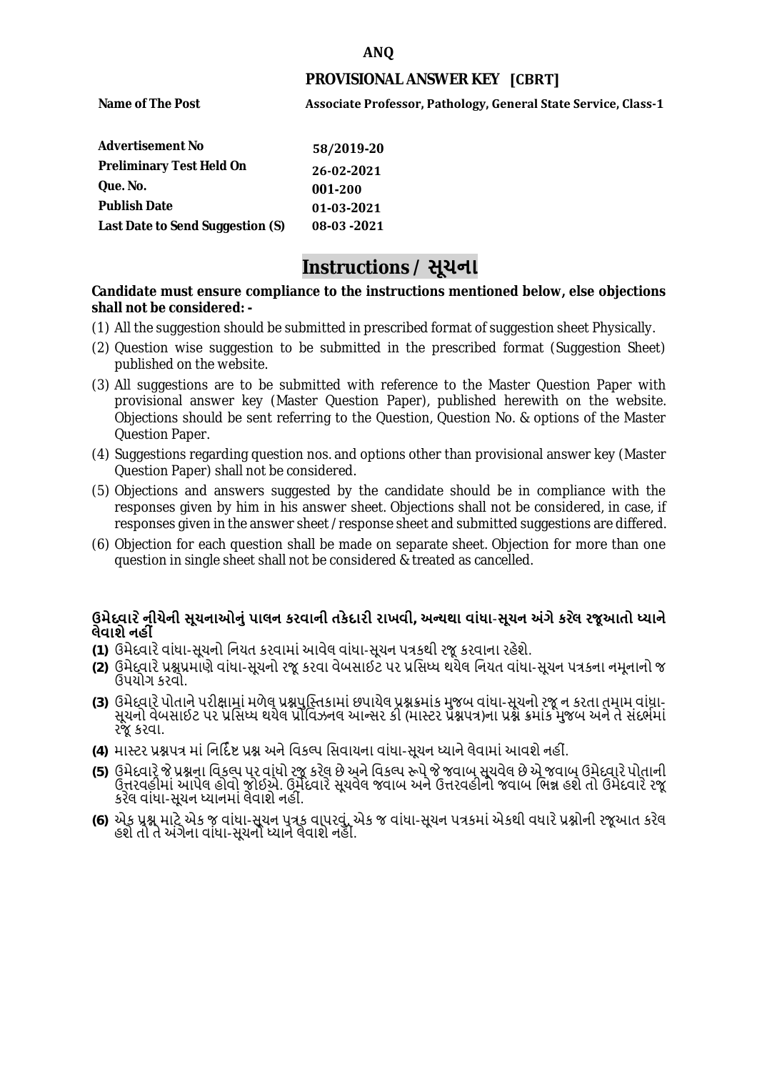**ANQ**

**PROVISIONAL ANSWER KEY [CBRT]**

| | |
|---|---|
| **Name of The Post** | **Associate Professor, Pathology, General State Service, Class-1** |
| **Advertisement No** | **58/2019-20** |
| **Preliminary Test Held On** | **26-02-2021** |
| **Que. No.** | **001-200** |
| **Publish Date** | **01-03-2021** |
| **Last Date to Send Suggestion (S)** | **08-03 -2021** |

# Instructions / સૂચના

**Candidate must ensure compliance to the instructions mentioned below, else objections shall not be considered: -**

(1) All the suggestion should be submitted in prescribed format of suggestion sheet Physically.

(2) Question wise suggestion to be submitted in the prescribed format (Suggestion Sheet) published on the website.

(3) All suggestions are to be submitted with reference to the Master Question Paper with provisional answer key (Master Question Paper), published herewith on the website. Objections should be sent referring to the Question, Question No. & options of the Master Question Paper.

(4) Suggestions regarding question nos. and options other than provisional answer key (Master Question Paper) shall not be considered.

(5) Objections and answers suggested by the candidate should be in compliance with the responses given by him in his answer sheet. Objections shall not be considered, in case, if responses given in the answer sheet /response sheet and submitted suggestions are differed.

(6) Objection for each question shall be made on separate sheet. Objection for more than one question in single sheet shall not be considered & treated as cancelled.

**ઉમેદવારે નીચેની સૂચનાઓનું પાલન કરવાની તકેદારી રાખવી, અન્યથા વાંધા-સૂચન અંગે કરેલ રજૂઆતો ધ્યાને લેવાશે નહીં**

**(1)** ઉમેદવારે વાંધા-સૂચનો નિયત કરવામાં આવેલ વાંધા-સૂચન પત્રકથી રજૂ કરવાના રહેશે.

**(2)** ઉમેદવારે પ્રશ્નપ્રમાણે વાંધા-સૂચનો રજૂ કરવા વેબસાઈટ પર પ્રસિધ્ધ થયેલ નિયત વાંધા-સૂચન પત્રકના નમૂનાનો જ ઉપયોગ કરવો.

**(3)** ઉમેદવારે પોતાને પરીક્ષામાં મળેલ પ્રશ્નપુસ્તિકામાં છપાયેલ પ્રશ્નક્રમાંક મુજબ વાંધા-સૂચનો રજૂ ન કરતા તમામ વાંધા-સૂચનો વેબસાઈટ પર પ્રસિધ્ધ થયેલ પ્રોવિઝનલ આન્સર કી (માસ્ટર પ્રશ્નપત્ર)ના પ્રશ્ન ક્રમાંક મુજબ અને તે સંદર્ભમાં રજૂ કરવા.

**(4)** માસ્ટર પ્રશ્નપત્ર માં નિર્દિષ્ટ પ્રશ્ન અને વિકલ્પ સિવાયના વાંધા-સૂચન ધ્યાને લેવામાં આવશે નહીં.

**(5)** ઉમેદવારે જે પ્રશ્નના વિકલ્પ પર વાંધો રજૂ કરેલ છે અને વિકલ્પ રૂપે જે જવાબ સૂચવેલ છે એ જવાબ ઉમેદવારે પોતાની ઉત્તરવહીમાં આપેલ હોવો જોઈએ. ઉમેદવારે સૂચવેલ જવાબ અને ઉત્તરવહીનો જવાબ ભિન્ન હશે તો ઉમેદવારે રજૂ કરેલ વાંધા-સૂચન ધ્યાનમાં લેવાશે નહીં.

**(6)** એક પ્રશ્ન માટે એક જ વાંધા-સૂચન પત્રક વાપરવું. એક જ વાંધા-સૂચન પત્રકમાં એકથી વધારે પ્રશ્નોની રજૂઆત કરેલ હશે તો તે અંગેના વાંધા-સૂચનો ધ્યાને લેવાશે નહીં.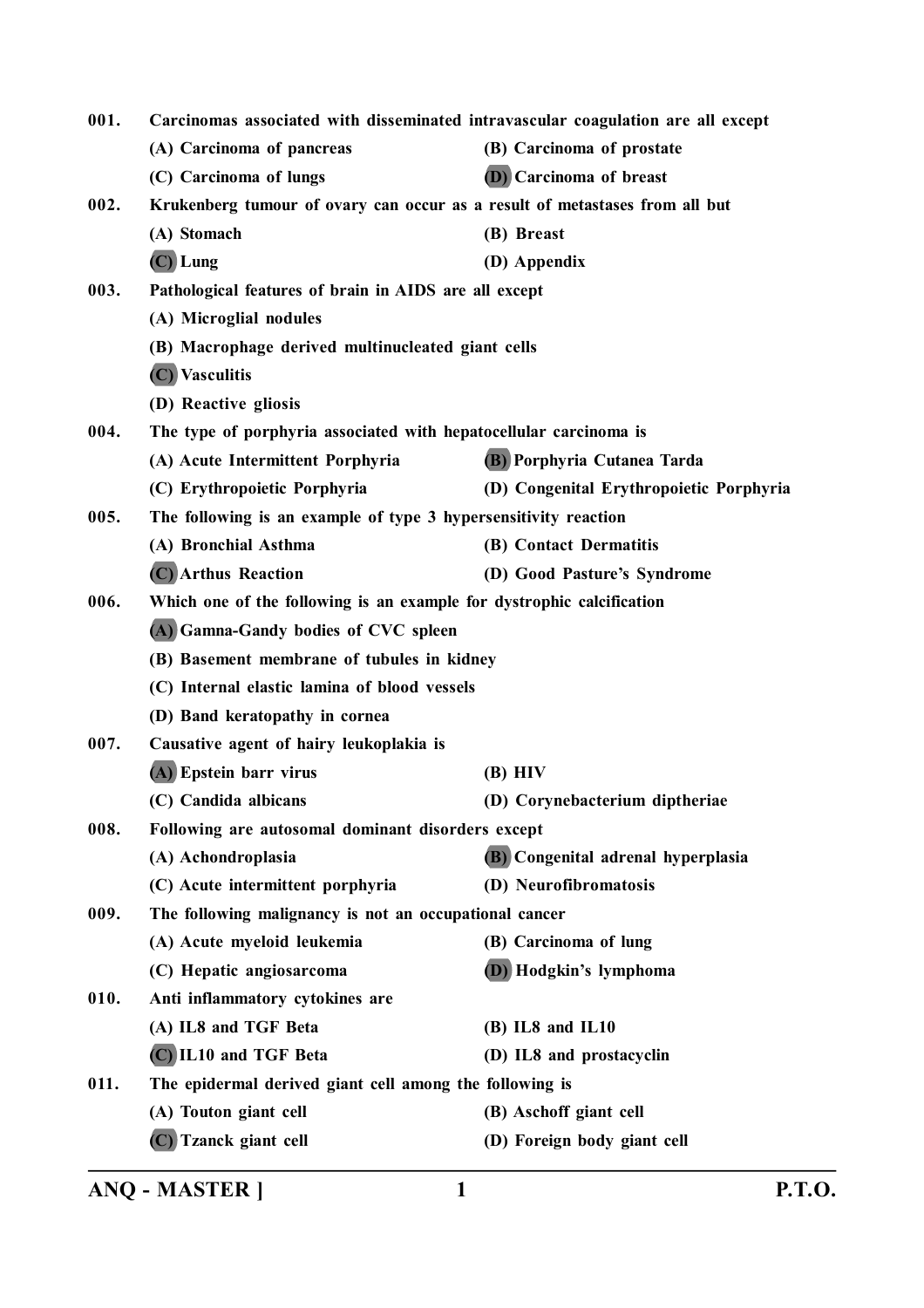001. Carcinomas associated with disseminated intravascular coagulation are all except

(A) Carcinoma of pancreas
(B) Carcinoma of prostate
(C) Carcinoma of lungs
(D) Carcinoma of breast

002. Krukenberg tumour of ovary can occur as a result of metastases from all but

(A) Stomach
(B) Breast
(C) Lung
(D) Appendix

003. Pathological features of brain in AIDS are all except

(A) Microglial nodules
(B) Macrophage derived multinucleated giant cells
(C) Vasculitis
(D) Reactive gliosis

004. The type of porphyria associated with hepatocellular carcinoma is

(A) Acute Intermittent Porphyria
(B) Porphyria Cutanea Tarda
(C) Erythropoietic Porphyria
(D) Congenital Erythropoietic Porphyria

005. The following is an example of type 3 hypersensitivity reaction

(A) Bronchial Asthma
(B) Contact Dermatitis
(C) Arthus Reaction
(D) Good Pasture's Syndrome

006. Which one of the following is an example for dystrophic calcification

(A) Gamna-Gandy bodies of CVC spleen
(B) Basement membrane of tubules in kidney
(C) Internal elastic lamina of blood vessels
(D) Band keratopathy in cornea

007. Causative agent of hairy leukoplakia is

(A) Epstein barr virus
(B) HIV
(C) Candida albicans
(D) Corynebacterium diptheriae

008. Following are autosomal dominant disorders except

(A) Achondroplasia
(B) Congenital adrenal hyperplasia
(C) Acute intermittent porphyria
(D) Neurofibromatosis

009. The following malignancy is not an occupational cancer

(A) Acute myeloid leukemia
(B) Carcinoma of lung
(C) Hepatic angiosarcoma
(D) Hodgkin's lymphoma

010. Anti inflammatory cytokines are

(A) IL8 and TGF Beta
(B) IL8 and IL10
(C) IL10 and TGF Beta
(D) IL8 and prostacyclin

011. The epidermal derived giant cell among the following is

(A) Touton giant cell
(B) Aschoff giant cell
(C) Tzanck giant cell
(D) Foreign body giant cell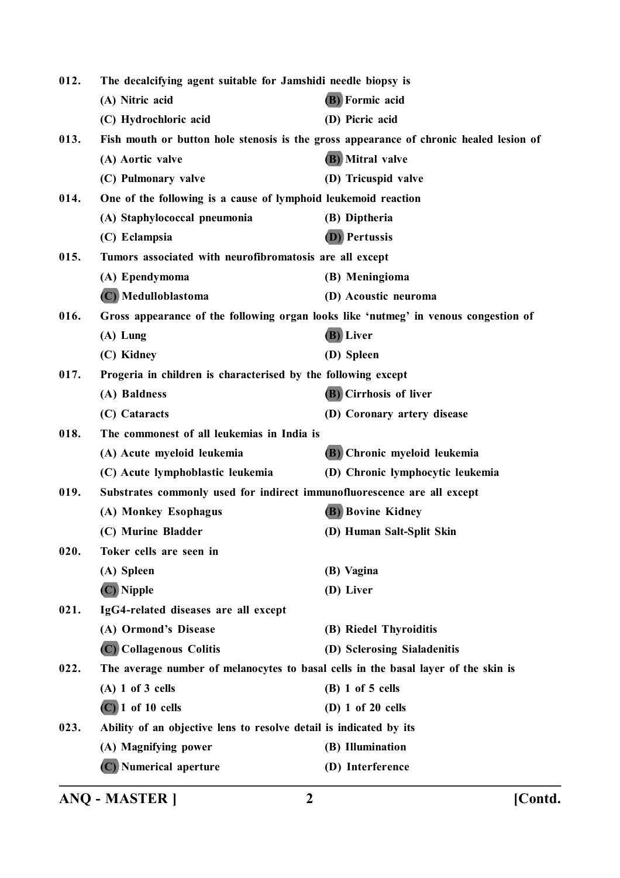**012. The decalcifying agent suitable for Jamshidi needle biopsy is**

(A) Nitric acid
**(B) Formic acid**
(C) Hydrochloric acid
(D) Picric acid

**013. Fish mouth or button hole stenosis is the gross appearance of chronic healed lesion of**

(A) Aortic valve
**(B) Mitral valve**
(C) Pulmonary valve
(D) Tricuspid valve

**014. One of the following is a cause of lymphoid leukemoid reaction**

(A) Staphylococcal pneumonia
(B) Diptheria
(C) Eclampsia
**(D) Pertussis**

**015. Tumors associated with neurofibromatosis are all except**

(A) Ependymoma
(B) Meningioma
**(C) Medulloblastoma**
(D) Acoustic neuroma

**016. Gross appearance of the following organ looks like 'nutmeg' in venous congestion of**

(A) Lung
**(B) Liver**
(C) Kidney
(D) Spleen

**017. Progeria in children is characterised by the following except**

(A) Baldness
**(B) Cirrhosis of liver**
(C) Cataracts
(D) Coronary artery disease

**018. The commonest of all leukemias in India is**

(A) Acute myeloid leukemia
**(B) Chronic myeloid leukemia**
(C) Acute lymphoblastic leukemia
(D) Chronic lymphocytic leukemia

**019. Substrates commonly used for indirect immunofluorescence are all except**

(A) Monkey Esophagus
**(B) Bovine Kidney**
(C) Murine Bladder
(D) Human Salt-Split Skin

**020. Toker cells are seen in**

(A) Spleen
(B) Vagina
**(C) Nipple**
(D) Liver

**021. IgG4-related diseases are all except**

(A) Ormond's Disease
(B) Riedel Thyroiditis
**(C) Collagenous Colitis**
(D) Sclerosing Sialadenitis

**022. The average number of melanocytes to basal cells in the basal layer of the skin is**

(A) 1 of 3 cells
(B) 1 of 5 cells
**(C) 1 of 10 cells**
(D) 1 of 20 cells

**023. Ability of an objective lens to resolve detail is indicated by its**

(A) Magnifying power
(B) Illumination
**(C) Numerical aperture**
(D) Interference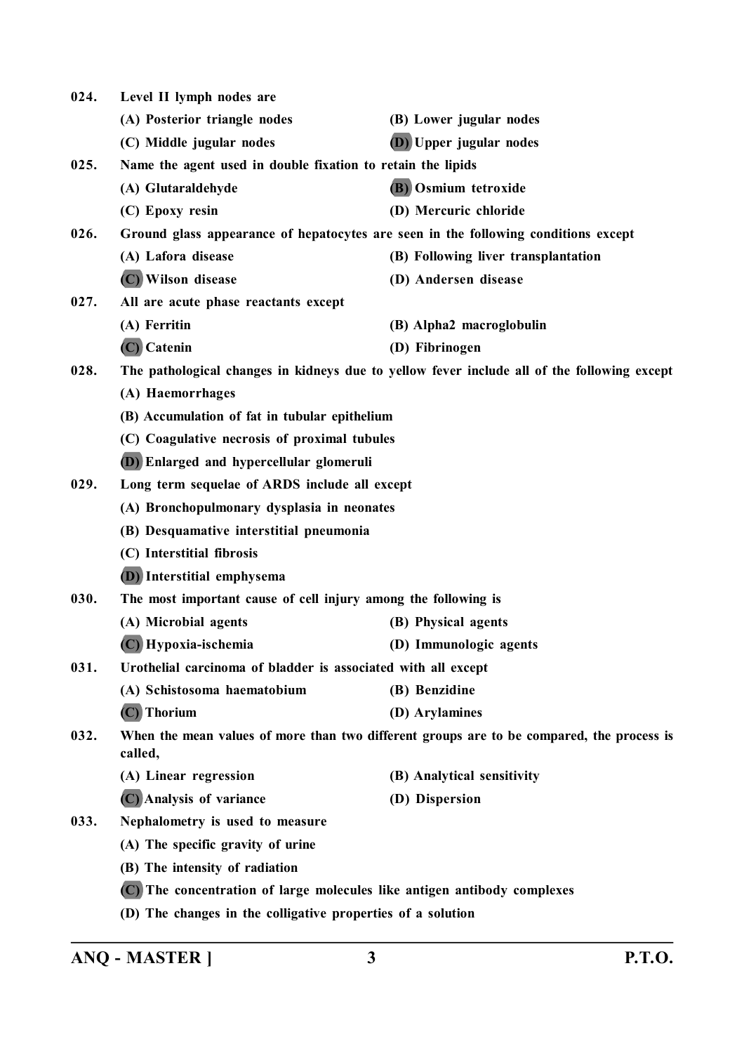024. **Level II lymph nodes are**

(A) Posterior triangle nodes
(B) Lower jugular nodes
(C) Middle jugular nodes
(D) Upper jugular nodes

025. **Name the agent used in double fixation to retain the lipids**

(A) Glutaraldehyde
(B) Osmium tetroxide
(C) Epoxy resin
(D) Mercuric chloride

026. **Ground glass appearance of hepatocytes are seen in the following conditions except**

(A) Lafora disease
(B) Following liver transplantation
(C) Wilson disease
(D) Andersen disease

027. **All are acute phase reactants except**

(A) Ferritin
(B) Alpha2 macroglobulin
(C) Catenin
(D) Fibrinogen

028. **The pathological changes in kidneys due to yellow fever include all of the following except**

(A) Haemorrhages
(B) Accumulation of fat in tubular epithelium
(C) Coagulative necrosis of proximal tubules
(D) Enlarged and hypercellular glomeruli

029. **Long term sequelae of ARDS include all except**

(A) Bronchopulmonary dysplasia in neonates
(B) Desquamative interstitial pneumonia
(C) Interstitial fibrosis
(D) Interstitial emphysema

030. **The most important cause of cell injury among the following is**

(A) Microbial agents
(B) Physical agents
(C) Hypoxia-ischemia
(D) Immunologic agents

031. **Urothelial carcinoma of bladder is associated with all except**

(A) Schistosoma haematobium
(B) Benzidine
(C) Thorium
(D) Arylamines

032. **When the mean values of more than two different groups are to be compared, the process is called,**

(A) Linear regression
(B) Analytical sensitivity
(C) Analysis of variance
(D) Dispersion

033. **Nephalometry is used to measure**

(A) The specific gravity of urine
(B) The intensity of radiation
(C) The concentration of large molecules like antigen antibody complexes
(D) The changes in the colligative properties of a solution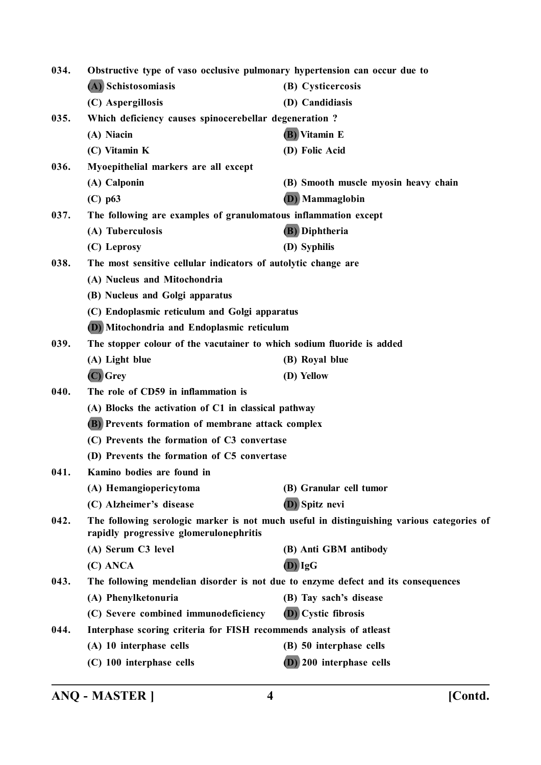034. **Obstructive type of vaso occlusive pulmonary hypertension can occur due to**

(A) Schistosomiasis (B) Cysticercosis

(C) Aspergillosis (D) Candidiasis

035. **Which deficiency causes spinocerebellar degeneration ?**

(A) Niacin (B) Vitamin E

(C) Vitamin K (D) Folic Acid

036. **Myoepithelial markers are all except**

(A) Calponin (B) Smooth muscle myosin heavy chain

(C) p63 (D) Mammaglobin

037. **The following are examples of granulomatous inflammation except**

(A) Tuberculosis (B) Diphtheria

(C) Leprosy (D) Syphilis

038. **The most sensitive cellular indicators of autolytic change are**

(A) Nucleus and Mitochondria

(B) Nucleus and Golgi apparatus

(C) Endoplasmic reticulum and Golgi apparatus

(D) Mitochondria and Endoplasmic reticulum

039. **The stopper colour of the vacutainer to which sodium fluoride is added**

(A) Light blue (B) Royal blue

(C) Grey (D) Yellow

040. **The role of CD59 in inflammation is**

(A) Blocks the activation of C1 in classical pathway

(B) Prevents formation of membrane attack complex

(C) Prevents the formation of C3 convertase

(D) Prevents the formation of C5 convertase

041. **Kamino bodies are found in**

(A) Hemangiopericytoma (B) Granular cell tumor

(C) Alzheimer's disease (D) Spitz nevi

042. **The following serologic marker is not much useful in distinguishing various categories of rapidly progressive glomerulonephritis**

(A) Serum C3 level (B) Anti GBM antibody

(C) ANCA (D) IgG

043. **The following mendelian disorder is not due to enzyme defect and its consequences**

(A) Phenylketonuria (B) Tay sach's disease

(C) Severe combined immunodeficiency (D) Cystic fibrosis

044. **Interphase scoring criteria for FISH recommends analysis of atleast**

(A) 10 interphase cells (B) 50 interphase cells

(C) 100 interphase cells (D) 200 interphase cells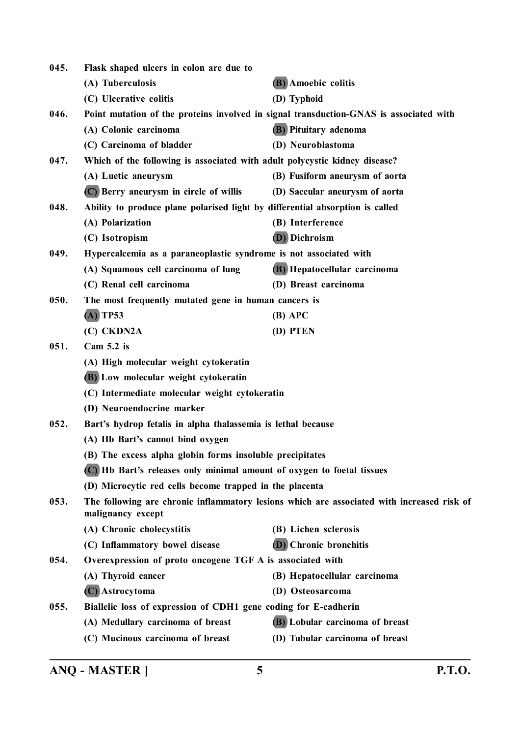045. Flask shaped ulcers in colon are due to

(A) Tuberculosis
**(B)** Amoebic colitis
(C) Ulcerative colitis
(D) Typhoid

046. Point mutation of the proteins involved in signal transduction-GNAS is associated with

(A) Colonic carcinoma
**(B)** Pituitary adenoma
(C) Carcinoma of bladder
(D) Neuroblastoma

047. Which of the following is associated with adult polycystic kidney disease?

(A) Luetic aneurysm
(B) Fusiform aneurysm of aorta
**(C)** Berry aneurysm in circle of willis
(D) Saccular aneurysm of aorta

048. Ability to produce plane polarised light by differential absorption is called

(A) Polarization
(B) Interference
(C) Isotropism
**(D)** Dichroism

049. Hypercalcemia as a paraneoplastic syndrome is not associated with

(A) Squamous cell carcinoma of lung
**(B)** Hepatocellular carcinoma
(C) Renal cell carcinoma
(D) Breast carcinoma

050. The most frequently mutated gene in human cancers is

**(A)** TP53
(B) APC
(C) CKDN2A
(D) PTEN

051. Cam 5.2 is

(A) High molecular weight cytokeratin
**(B)** Low molecular weight cytokeratin
(C) Intermediate molecular weight cytokeratin
(D) Neuroendocrine marker

052. Bart's hydrop fetalis in alpha thalassemia is lethal because

(A) Hb Bart's cannot bind oxygen
(B) The excess alpha globin forms insoluble precipitates
**(C)** Hb Bart's releases only minimal amount of oxygen to foetal tissues
(D) Microcytic red cells become trapped in the placenta

053. The following are chronic inflammatory lesions which are associated with increased risk of malignancy except

(A) Chronic cholecystitis
(B) Lichen sclerosis
(C) Inflammatory bowel disease
**(D)** Chronic bronchitis

054. Overexpression of proto oncogene TGF A is associated with

(A) Thyroid cancer
(B) Hepatocellular carcinoma
**(C)** Astrocytoma
(D) Osteosarcoma

055. Biallelic loss of expression of CDH1 gene coding for E-cadherin

(A) Medullary carcinoma of breast
**(B)** Lobular carcinoma of breast
(C) Mucinous carcinoma of breast
(D) Tubular carcinoma of breast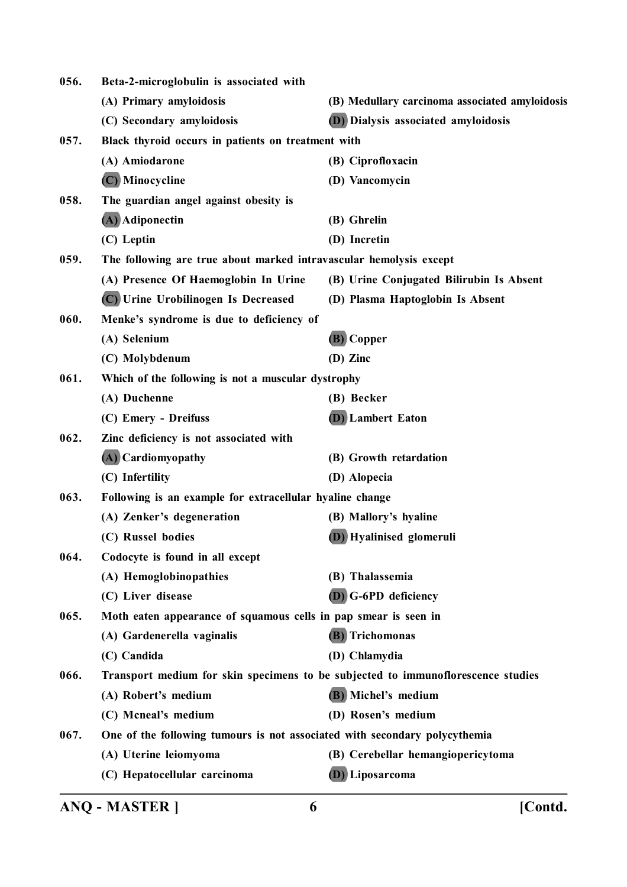056. Beta-2-microglobulin is associated with

(A) Primary amyloidosis
(B) Medullary carcinoma associated amyloidosis
(C) Secondary amyloidosis
**(D)** Dialysis associated amyloidosis

057. Black thyroid occurs in patients on treatment with

(A) Amiodarone
(B) Ciprofloxacin
**(C)** Minocycline
(D) Vancomycin

058. The guardian angel against obesity is

**(A)** Adiponectin
(B) Ghrelin
(C) Leptin
(D) Incretin

059. The following are true about marked intravascular hemolysis except

(A) Presence Of Haemoglobin In Urine
(B) Urine Conjugated Bilirubin Is Absent
**(C)** Urine Urobilinogen Is Decreased
(D) Plasma Haptoglobin Is Absent

060. Menke's syndrome is due to deficiency of

(A) Selenium
**(B)** Copper
(C) Molybdenum
(D) Zinc

061. Which of the following is not a muscular dystrophy

(A) Duchenne
(B) Becker
(C) Emery - Dreifuss
**(D)** Lambert Eaton

062. Zinc deficiency is not associated with

**(A)** Cardiomyopathy
(B) Growth retardation
(C) Infertility
(D) Alopecia

063. Following is an example for extracellular hyaline change

(A) Zenker's degeneration
(B) Mallory's hyaline
(C) Russel bodies
**(D)** Hyalinised glomeruli

064. Codocyte is found in all except

(A) Hemoglobinopathies
(B) Thalassemia
(C) Liver disease
**(D)** G-6PD deficiency

065. Moth eaten appearance of squamous cells in pap smear is seen in

(A) Gardenerella vaginalis
**(B)** Trichomonas
(C) Candida
(D) Chlamydia

066. Transport medium for skin specimens to be subjected to immunoflorescence studies

(A) Robert's medium
**(B)** Michel's medium
(C) Mcneal's medium
(D) Rosen's medium

067. One of the following tumours is not associated with secondary polycythemia

(A) Uterine leiomyoma
(B) Cerebellar hemangiopericytoma
(C) Hepatocellular carcinoma
**(D)** Liposarcoma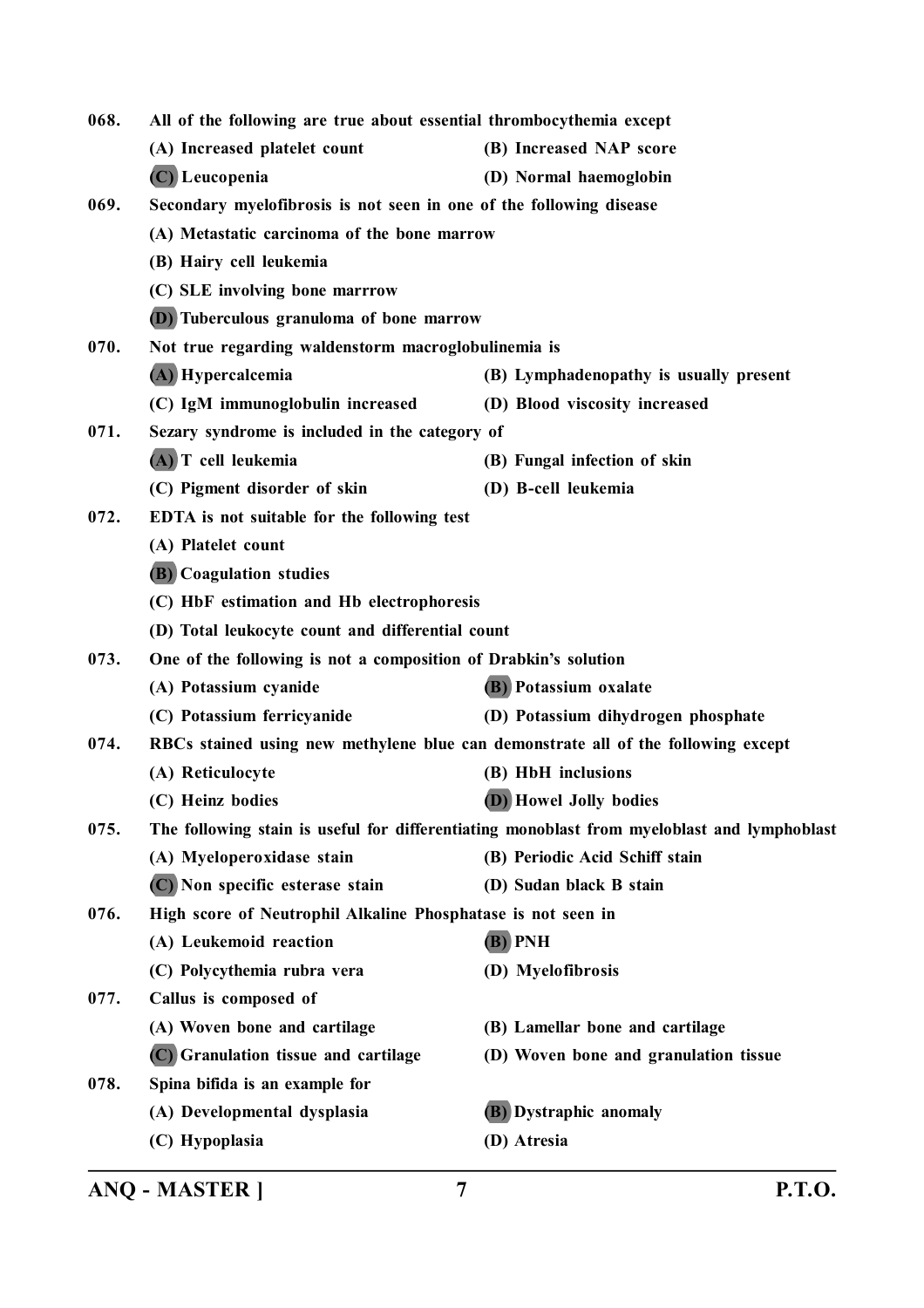068. All of the following are true about essential thrombocythemia except

(A) Increased platelet count
(B) Increased NAP score
(C) Leucopenia
(D) Normal haemoglobin

069. Secondary myelofibrosis is not seen in one of the following disease

(A) Metastatic carcinoma of the bone marrow
(B) Hairy cell leukemia
(C) SLE involving bone marrrow
(D) Tuberculous granuloma of bone marrow

070. Not true regarding waldenstorm macroglobulinemia is

(A) Hypercalcemia
(B) Lymphadenopathy is usually present
(C) IgM immunoglobulin increased
(D) Blood viscosity increased

071. Sezary syndrome is included in the category of

(A) T cell leukemia
(B) Fungal infection of skin
(C) Pigment disorder of skin
(D) B-cell leukemia

072. EDTA is not suitable for the following test

(A) Platelet count
(B) Coagulation studies
(C) HbF estimation and Hb electrophoresis
(D) Total leukocyte count and differential count

073. One of the following is not a composition of Drabkin's solution

(A) Potassium cyanide
(B) Potassium oxalate
(C) Potassium ferricyanide
(D) Potassium dihydrogen phosphate

074. RBCs stained using new methylene blue can demonstrate all of the following except

(A) Reticulocyte
(B) HbH inclusions
(C) Heinz bodies
(D) Howel Jolly bodies

075. The following stain is useful for differentiating monoblast from myeloblast and lymphoblast

(A) Myeloperoxidase stain
(B) Periodic Acid Schiff stain
(C) Non specific esterase stain
(D) Sudan black B stain

076. High score of Neutrophil Alkaline Phosphatase is not seen in

(A) Leukemoid reaction
(B) PNH
(C) Polycythemia rubra vera
(D) Myelofibrosis

077. Callus is composed of

(A) Woven bone and cartilage
(B) Lamellar bone and cartilage
(C) Granulation tissue and cartilage
(D) Woven bone and granulation tissue

078. Spina bifida is an example for

(A) Developmental dysplasia
(B) Dystraphic anomaly
(C) Hypoplasia
(D) Atresia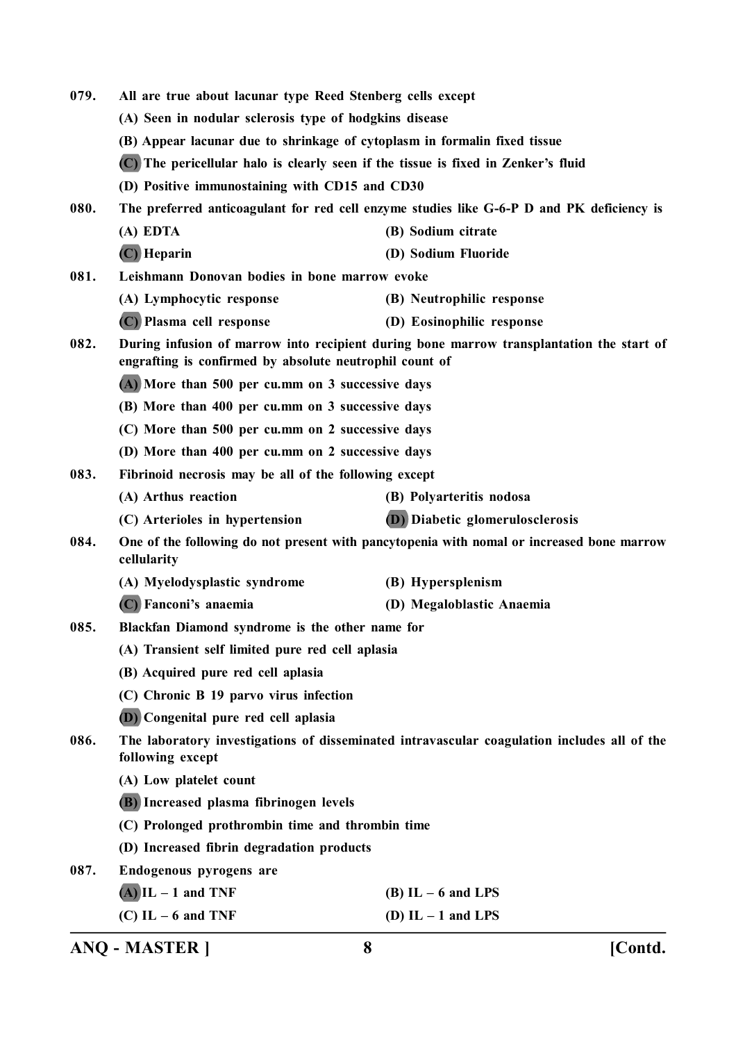079. All are true about lacunar type Reed Stenberg cells except

(A) Seen in nodular sclerosis type of hodgkins disease

(B) Appear lacunar due to shrinkage of cytoplasm in formalin fixed tissue

**(C)** The pericellular halo is clearly seen if the tissue is fixed in Zenker's fluid

(D) Positive immunostaining with CD15 and CD30

080. The preferred anticoagulant for red cell enzyme studies like G-6-P D and PK deficiency is

(A) EDTA
(B) Sodium citrate
**(C)** Heparin
(D) Sodium Fluoride

081. Leishmann Donovan bodies in bone marrow evoke

(A) Lymphocytic response
(B) Neutrophilic response
**(C)** Plasma cell response
(D) Eosinophilic response

082. During infusion of marrow into recipient during bone marrow transplantation the start of engrafting is confirmed by absolute neutrophil count of

**(A)** More than 500 per cu.mm on 3 successive days

(B) More than 400 per cu.mm on 3 successive days

(C) More than 500 per cu.mm on 2 successive days

(D) More than 400 per cu.mm on 2 successive days

083. Fibrinoid necrosis may be all of the following except

(A) Arthus reaction
(B) Polyarteritis nodosa
(C) Arterioles in hypertension
**(D)** Diabetic glomerulosclerosis

084. One of the following do not present with pancytopenia with nomal or increased bone marrow cellularity

(A) Myelodysplastic syndrome
(B) Hypersplenism
**(C)** Fanconi's anaemia
(D) Megaloblastic Anaemia

085. Blackfan Diamond syndrome is the other name for

(A) Transient self limited pure red cell aplasia

(B) Acquired pure red cell aplasia

(C) Chronic B 19 parvo virus infection

**(D)** Congenital pure red cell aplasia

086. The laboratory investigations of disseminated intravascular coagulation includes all of the following except

(A) Low platelet count

**(B)** Increased plasma fibrinogen levels

(C) Prolonged prothrombin time and thrombin time

(D) Increased fibrin degradation products

087. Endogenous pyrogens are

**(A)** IL – 1 and TNF
(B) IL – 6 and LPS
(C) IL – 6 and TNF
(D) IL – 1 and LPS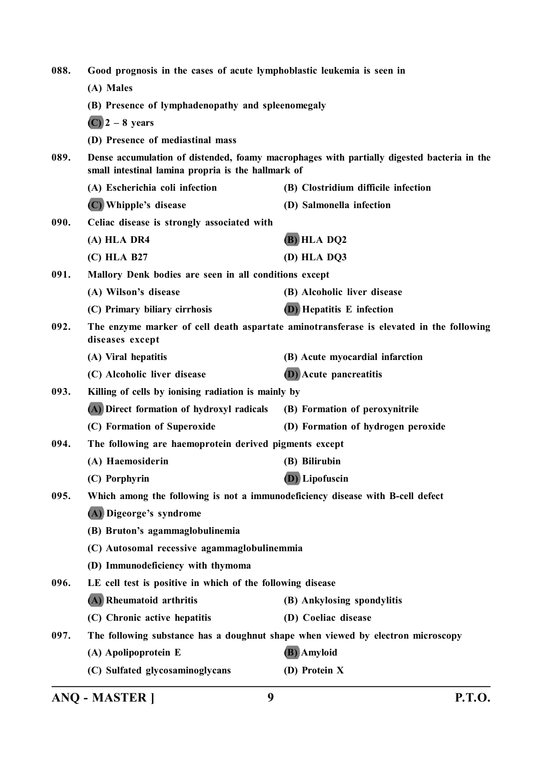088. **Good prognosis in the cases of acute lymphoblastic leukemia is seen in**

(A) Males

(B) Presence of lymphadenopathy and spleenomegaly

(C) 2 – 8 years

(D) Presence of mediastinal mass

089. **Dense accumulation of distended, foamy macrophages with partially digested bacteria in the small intestinal lamina propria is the hallmark of**

(A) Escherichia coli infection

(B) Clostridium difficile infection

(C) Whipple's disease

(D) Salmonella infection

090. **Celiac disease is strongly associated with**

(A) HLA DR4

(B) HLA DQ2

(C) HLA B27

(D) HLA DQ3

091. **Mallory Denk bodies are seen in all conditions except**

(A) Wilson's disease

(B) Alcoholic liver disease

(C) Primary biliary cirrhosis

(D) Hepatitis E infection

092. **The enzyme marker of cell death aspartate aminotransferase is elevated in the following diseases except**

(A) Viral hepatitis

(B) Acute myocardial infarction

(C) Alcoholic liver disease

(D) Acute pancreatitis

093. **Killing of cells by ionising radiation is mainly by**

(A) Direct formation of hydroxyl radicals

(B) Formation of peroxynitrile

(C) Formation of Superoxide

(D) Formation of hydrogen peroxide

094. **The following are haemoprotein derived pigments except**

(A) Haemosiderin

(B) Bilirubin

(C) Porphyrin

(D) Lipofuscin

095. **Which among the following is not a immunodeficiency disease with B-cell defect**

(A) Digeorge's syndrome

(B) Bruton's agammaglobulinemia

(C) Autosomal recessive agammaglobulinemmia

(D) Immunodeficiency with thymoma

096. **LE cell test is positive in which of the following disease**

(A) Rheumatoid arthritis

(B) Ankylosing spondylitis

(C) Chronic active hepatitis

(D) Coeliac disease

097. **The following substance has a doughnut shape when viewed by electron microscopy**

(A) Apolipoprotein E

(B) Amyloid

(C) Sulfated glycosaminoglycans

(D) Protein X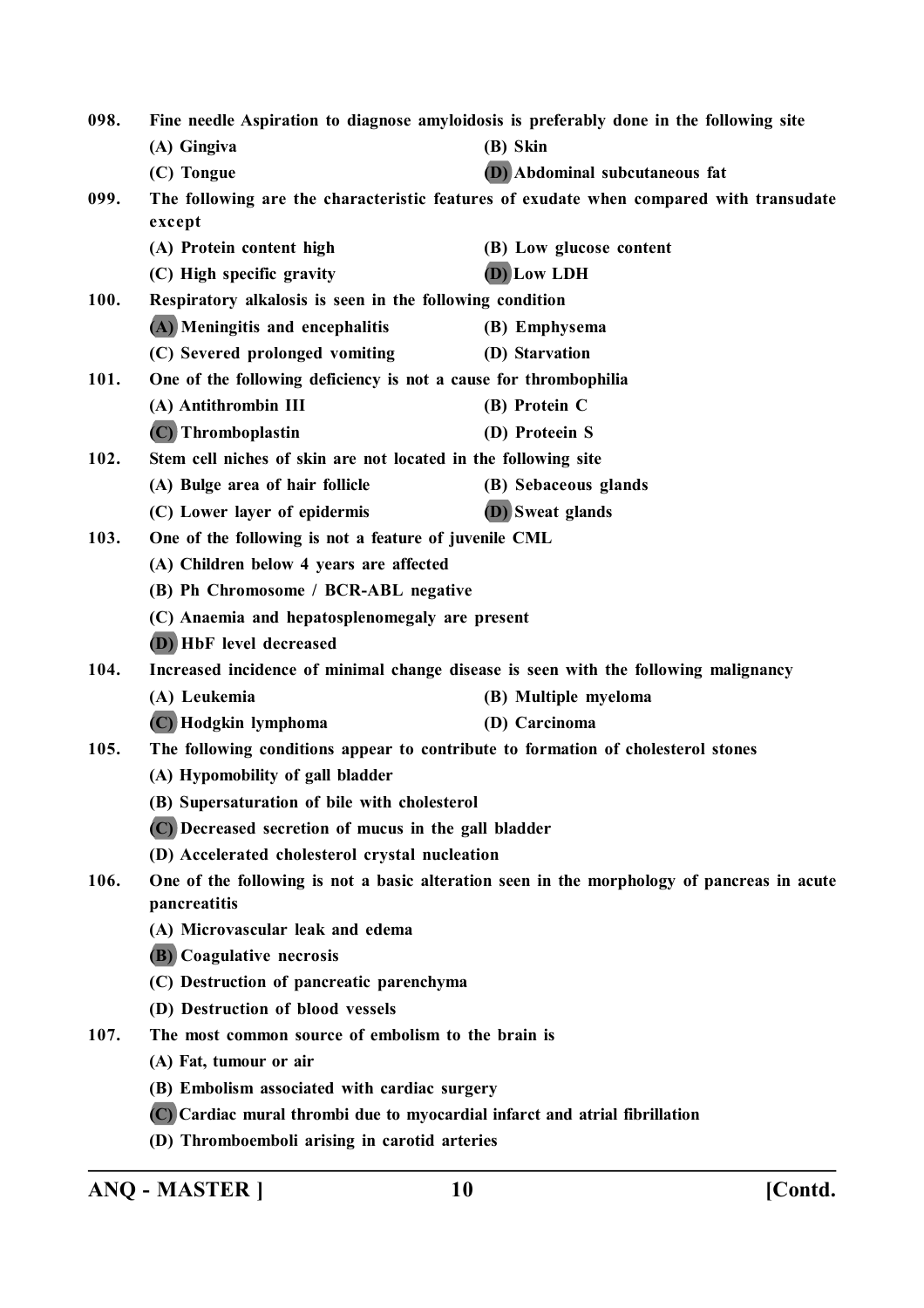098. **Fine needle Aspiration to diagnose amyloidosis is preferably done in the following site**

(A) Gingiva
(B) Skin
(C) Tongue
(D) Abdominal subcutaneous fat

099. **The following are the characteristic features of exudate when compared with transudate except**

(A) Protein content high
(B) Low glucose content
(C) High specific gravity
(D) Low LDH

100. **Respiratory alkalosis is seen in the following condition**

(A) Meningitis and encephalitis
(B) Emphysema
(C) Severed prolonged vomiting
(D) Starvation

101. **One of the following deficiency is not a cause for thrombophilia**

(A) Antithrombin III
(B) Protein C
(C) Thromboplastin
(D) Proteein S

102. **Stem cell niches of skin are not located in the following site**

(A) Bulge area of hair follicle
(B) Sebaceous glands
(C) Lower layer of epidermis
(D) Sweat glands

103. **One of the following is not a feature of juvenile CML**

(A) Children below 4 years are affected
(B) Ph Chromosome / BCR-ABL negative
(C) Anaemia and hepatosplenomegaly are present
(D) HbF level decreased

104. **Increased incidence of minimal change disease is seen with the following malignancy**

(A) Leukemia
(B) Multiple myeloma
(C) Hodgkin lymphoma
(D) Carcinoma

105. **The following conditions appear to contribute to formation of cholesterol stones**

(A) Hypomobility of gall bladder
(B) Supersaturation of bile with cholesterol
(C) Decreased secretion of mucus in the gall bladder
(D) Accelerated cholesterol crystal nucleation

106. **One of the following is not a basic alteration seen in the morphology of pancreas in acute pancreatitis**

(A) Microvascular leak and edema
(B) Coagulative necrosis
(C) Destruction of pancreatic parenchyma
(D) Destruction of blood vessels

107. **The most common source of embolism to the brain is**

(A) Fat, tumour or air
(B) Embolism associated with cardiac surgery
(C) Cardiac mural thrombi due to myocardial infarct and atrial fibrillation
(D) Thromboemboli arising in carotid arteries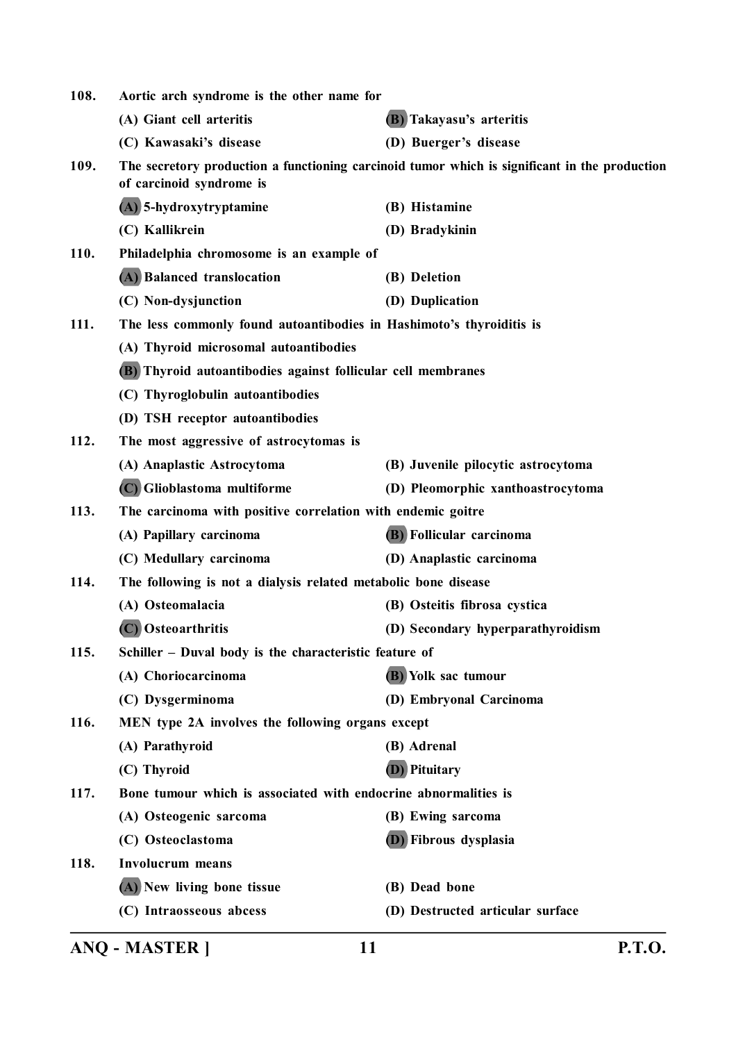108. Aortic arch syndrome is the other name for

(A) Giant cell arteritis

**(B)** Takayasu's arteritis

(C) Kawasaki's disease

(D) Buerger's disease

109. The secretory production a functioning carcinoid tumor which is significant in the production of carcinoid syndrome is

**(A)** 5-hydroxytryptamine

(B) Histamine

(C) Kallikrein

(D) Bradykinin

110. Philadelphia chromosome is an example of

**(A)** Balanced translocation

(B) Deletion

(C) Non-dysjunction

(D) Duplication

111. The less commonly found autoantibodies in Hashimoto's thyroiditis is

(A) Thyroid microsomal autoantibodies

**(B)** Thyroid autoantibodies against follicular cell membranes

(C) Thyroglobulin autoantibodies

(D) TSH receptor autoantibodies

112. The most aggressive of astrocytomas is

(A) Anaplastic Astrocytoma

(B) Juvenile pilocytic astrocytoma

**(C)** Glioblastoma multiforme

(D) Pleomorphic xanthoastrocytoma

113. The carcinoma with positive correlation with endemic goitre

(A) Papillary carcinoma

**(B)** Follicular carcinoma

(C) Medullary carcinoma

(D) Anaplastic carcinoma

114. The following is not a dialysis related metabolic bone disease

(A) Osteomalacia

(B) Osteitis fibrosa cystica

**(C)** Osteoarthritis

(D) Secondary hyperparathyroidism

115. Schiller – Duval body is the characteristic feature of

(A) Choriocarcinoma

**(B)** Yolk sac tumour

(C) Dysgerminoma

(D) Embryonal Carcinoma

116. MEN type 2A involves the following organs except

(A) Parathyroid

(B) Adrenal

(C) Thyroid

**(D)** Pituitary

117. Bone tumour which is associated with endocrine abnormalities is

(A) Osteogenic sarcoma

(B) Ewing sarcoma

(C) Osteoclastoma

**(D)** Fibrous dysplasia

118. Involucrum means

**(A)** New living bone tissue

(B) Dead bone

(C) Intraosseous abcess

(D) Destructed articular surface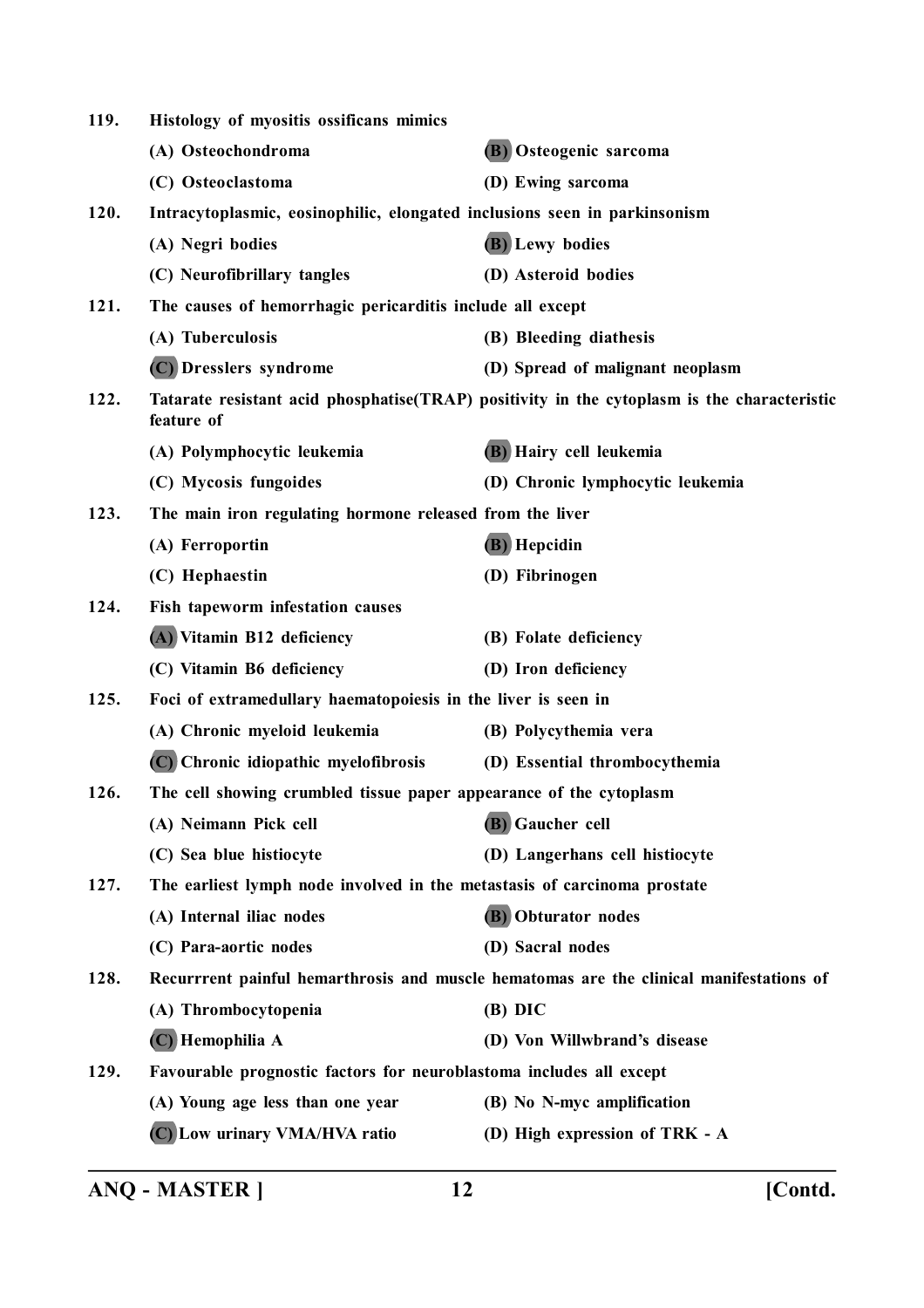119. **Histology of myositis ossificans mimics**

(A) Osteochondroma
**(B) Osteogenic sarcoma**
(C) Osteoclastoma
(D) Ewing sarcoma

120. **Intracytoplasmic, eosinophilic, elongated inclusions seen in parkinsonism**

(A) Negri bodies
**(B) Lewy bodies**
(C) Neurofibrillary tangles
(D) Asteroid bodies

121. **The causes of hemorrhagic pericarditis include all except**

(A) Tuberculosis
(B) Bleeding diathesis
**(C) Dresslers syndrome**
(D) Spread of malignant neoplasm

122. **Tatarate resistant acid phosphatise(TRAP) positivity in the cytoplasm is the characteristic feature of**

(A) Polymphocytic leukemia
**(B) Hairy cell leukemia**
(C) Mycosis fungoides
(D) Chronic lymphocytic leukemia

123. **The main iron regulating hormone released from the liver**

(A) Ferroportin
**(B) Hepcidin**
(C) Hephaestin
(D) Fibrinogen

124. **Fish tapeworm infestation causes**

**(A) Vitamin B12 deficiency**
(B) Folate deficiency
(C) Vitamin B6 deficiency
(D) Iron deficiency

125. **Foci of extramedullary haematopoiesis in the liver is seen in**

(A) Chronic myeloid leukemia
(B) Polycythemia vera
**(C) Chronic idiopathic myelofibrosis**
(D) Essential thrombocythemia

126. **The cell showing crumbled tissue paper appearance of the cytoplasm**

(A) Neimann Pick cell
**(B) Gaucher cell**
(C) Sea blue histiocyte
(D) Langerhans cell histiocyte

127. **The earliest lymph node involved in the metastasis of carcinoma prostate**

(A) Internal iliac nodes
**(B) Obturator nodes**
(C) Para-aortic nodes
(D) Sacral nodes

128. **Recurrrent painful hemarthrosis and muscle hematomas are the clinical manifestations of**

(A) Thrombocytopenia
(B) DIC
**(C) Hemophilia A**
(D) Von Willwbrand's disease

129. **Favourable prognostic factors for neuroblastoma includes all except**

(A) Young age less than one year
(B) No N-myc amplification
**(C) Low urinary VMA/HVA ratio**
(D) High expression of TRK - A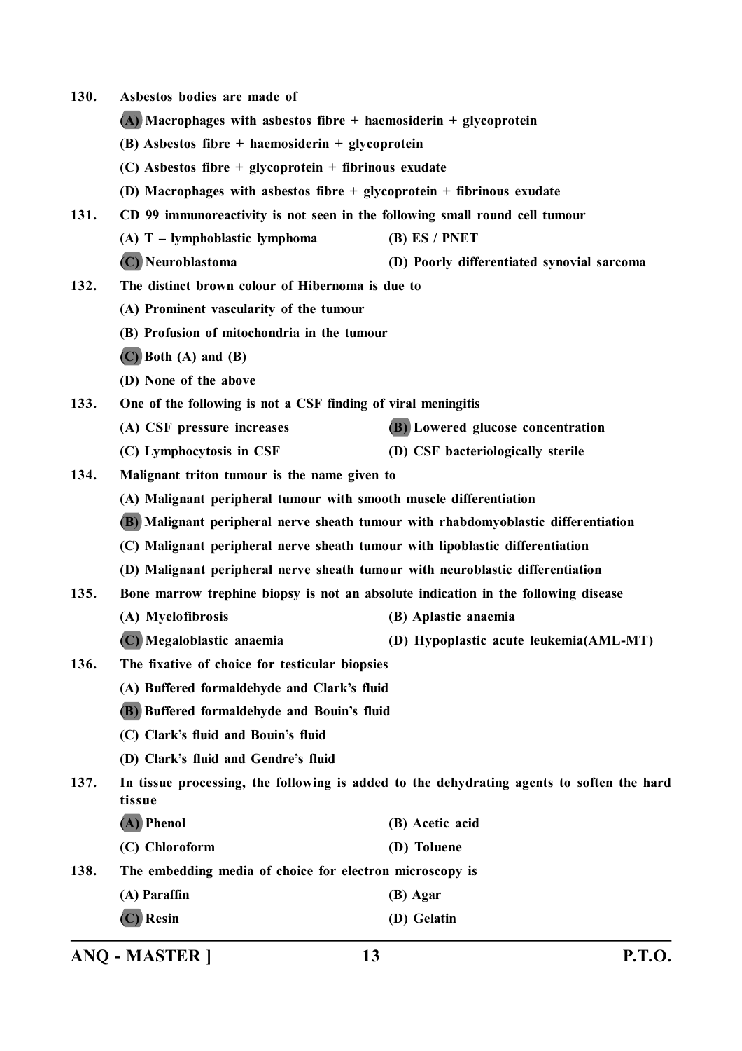130. Asbestos bodies are made of

(A) Macrophages with asbestos fibre + haemosiderin + glycoprotein

(B) Asbestos fibre + haemosiderin + glycoprotein

(C) Asbestos fibre + glycoprotein + fibrinous exudate

(D) Macrophages with asbestos fibre + glycoprotein + fibrinous exudate

131. CD 99 immunoreactivity is not seen in the following small round cell tumour

(A) T – lymphoblastic lymphoma

(B) ES / PNET

(C) Neuroblastoma

(D) Poorly differentiated synovial sarcoma

132. The distinct brown colour of Hibernoma is due to

(A) Prominent vascularity of the tumour

(B) Profusion of mitochondria in the tumour

(C) Both (A) and (B)

(D) None of the above

133. One of the following is not a CSF finding of viral meningitis

(A) CSF pressure increases

(B) Lowered glucose concentration

(C) Lymphocytosis in CSF

(D) CSF bacteriologically sterile

134. Malignant triton tumour is the name given to

(A) Malignant peripheral tumour with smooth muscle differentiation

(B) Malignant peripheral nerve sheath tumour with rhabdomyoblastic differentiation

(C) Malignant peripheral nerve sheath tumour with lipoblastic differentiation

(D) Malignant peripheral nerve sheath tumour with neuroblastic differentiation

135. Bone marrow trephine biopsy is not an absolute indication in the following disease

(A) Myelofibrosis

(B) Aplastic anaemia

(C) Megaloblastic anaemia

(D) Hypoplastic acute leukemia(AML-MT)

136. The fixative of choice for testicular biopsies

(A) Buffered formaldehyde and Clark's fluid

(B) Buffered formaldehyde and Bouin's fluid

(C) Clark's fluid and Bouin's fluid

(D) Clark's fluid and Gendre's fluid

137. In tissue processing, the following is added to the dehydrating agents to soften the hard tissue

(A) Phenol

(B) Acetic acid

(C) Chloroform

(D) Toluene

138. The embedding media of choice for electron microscopy is

(A) Paraffin

(B) Agar

(C) Resin

(D) Gelatin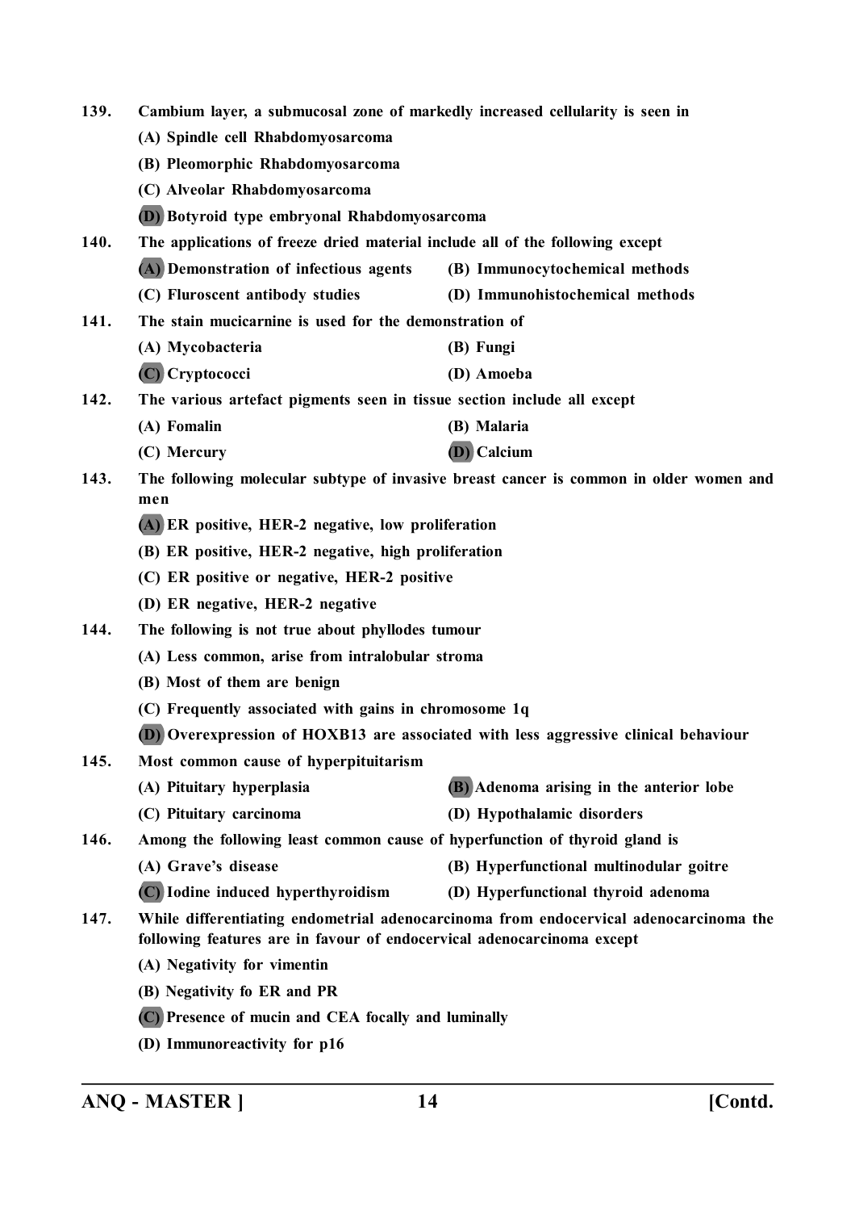139. **Cambium layer, a submucosal zone of markedly increased cellularity is seen in**

(A) Spindle cell Rhabdomyosarcoma

(B) Pleomorphic Rhabdomyosarcoma

(C) Alveolar Rhabdomyosarcoma

(D) Botyroid type embryonal Rhabdomyosarcoma

140. **The applications of freeze dried material include all of the following except**

(A) Demonstration of infectious agents

(B) Immunocytochemical methods

(C) Fluroscent antibody studies

(D) Immunohistochemical methods

141. **The stain mucicarnine is used for the demonstration of**

(A) Mycobacteria

(B) Fungi

(C) Cryptococci

(D) Amoeba

142. **The various artefact pigments seen in tissue section include all except**

(A) Fomalin

(B) Malaria

(C) Mercury

(D) Calcium

143. **The following molecular subtype of invasive breast cancer is common in older women and men**

(A) ER positive, HER-2 negative, low proliferation

(B) ER positive, HER-2 negative, high proliferation

(C) ER positive or negative, HER-2 positive

(D) ER negative, HER-2 negative

144. **The following is not true about phyllodes tumour**

(A) Less common, arise from intralobular stroma

(B) Most of them are benign

(C) Frequently associated with gains in chromosome 1q

(D) Overexpression of HOXB13 are associated with less aggressive clinical behaviour

145. **Most common cause of hyperpituitarism**

(A) Pituitary hyperplasia

(B) Adenoma arising in the anterior lobe

(C) Pituitary carcinoma

(D) Hypothalamic disorders

146. **Among the following least common cause of hyperfunction of thyroid gland is**

(A) Grave's disease

(B) Hyperfunctional multinodular goitre

(C) Iodine induced hyperthyroidism

(D) Hyperfunctional thyroid adenoma

147. **While differentiating endometrial adenocarcinoma from endocervical adenocarcinoma the following features are in favour of endocervical adenocarcinoma except**

(A) Negativity for vimentin

(B) Negativity fo ER and PR

(C) Presence of mucin and CEA focally and luminally

(D) Immunoreactivity for p16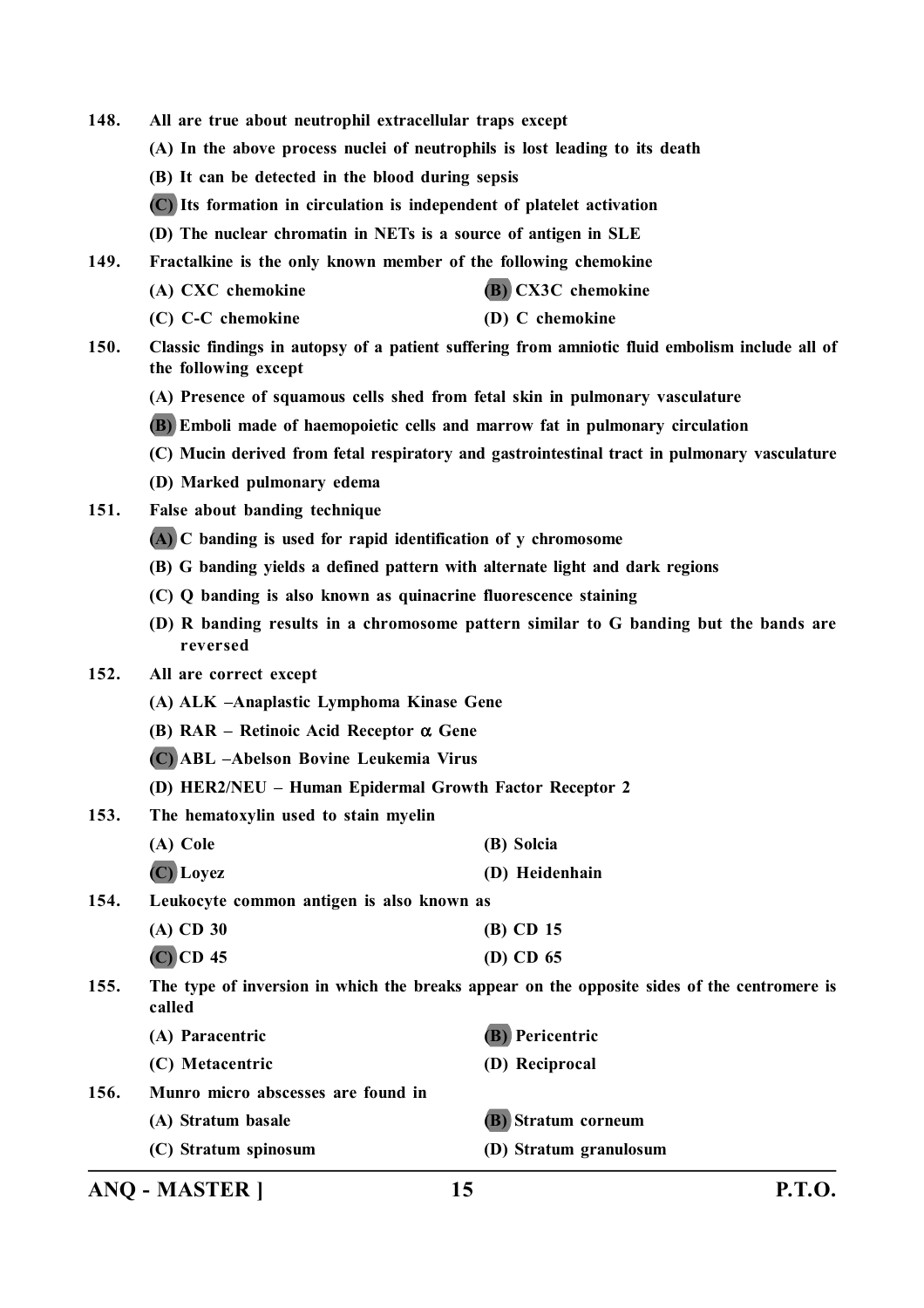148. All are true about neutrophil extracellular traps except

(A) In the above process nuclei of neutrophils is lost leading to its death

(B) It can be detected in the blood during sepsis

**(C)** Its formation in circulation is independent of platelet activation

(D) The nuclear chromatin in NETs is a source of antigen in SLE

149. Fractalkine is the only known member of the following chemokine

(A) CXC chemokine

**(B)** CX3C chemokine

(C) C-C chemokine

(D) C chemokine

150. Classic findings in autopsy of a patient suffering from amniotic fluid embolism include all of the following except

(A) Presence of squamous cells shed from fetal skin in pulmonary vasculature

**(B)** Emboli made of haemopoietic cells and marrow fat in pulmonary circulation

(C) Mucin derived from fetal respiratory and gastrointestinal tract in pulmonary vasculature

(D) Marked pulmonary edema

151. False about banding technique

**(A)** C banding is used for rapid identification of y chromosome

(B) G banding yields a defined pattern with alternate light and dark regions

(C) Q banding is also known as quinacrine fluorescence staining

(D) R banding results in a chromosome pattern similar to G banding but the bands are reversed

152. All are correct except

(A) ALK –Anaplastic Lymphoma Kinase Gene

(B) RAR – Retinoic Acid Receptor $\alpha$ Gene

**(C)** ABL –Abelson Bovine Leukemia Virus

(D) HER2/NEU – Human Epidermal Growth Factor Receptor 2

153. The hematoxylin used to stain myelin

(A) Cole

(B) Solcia

**(C)** Loyez

(D) Heidenhain

154. Leukocyte common antigen is also known as

(A) CD 30

(B) CD 15

**(C)** CD 45

(D) CD 65

155. The type of inversion in which the breaks appear on the opposite sides of the centromere is called

(A) Paracentric

**(B)** Pericentric

(C) Metacentric

(D) Reciprocal

156. Munro micro abscesses are found in

(A) Stratum basale

**(B)** Stratum corneum

(C) Stratum spinosum

(D) Stratum granulosum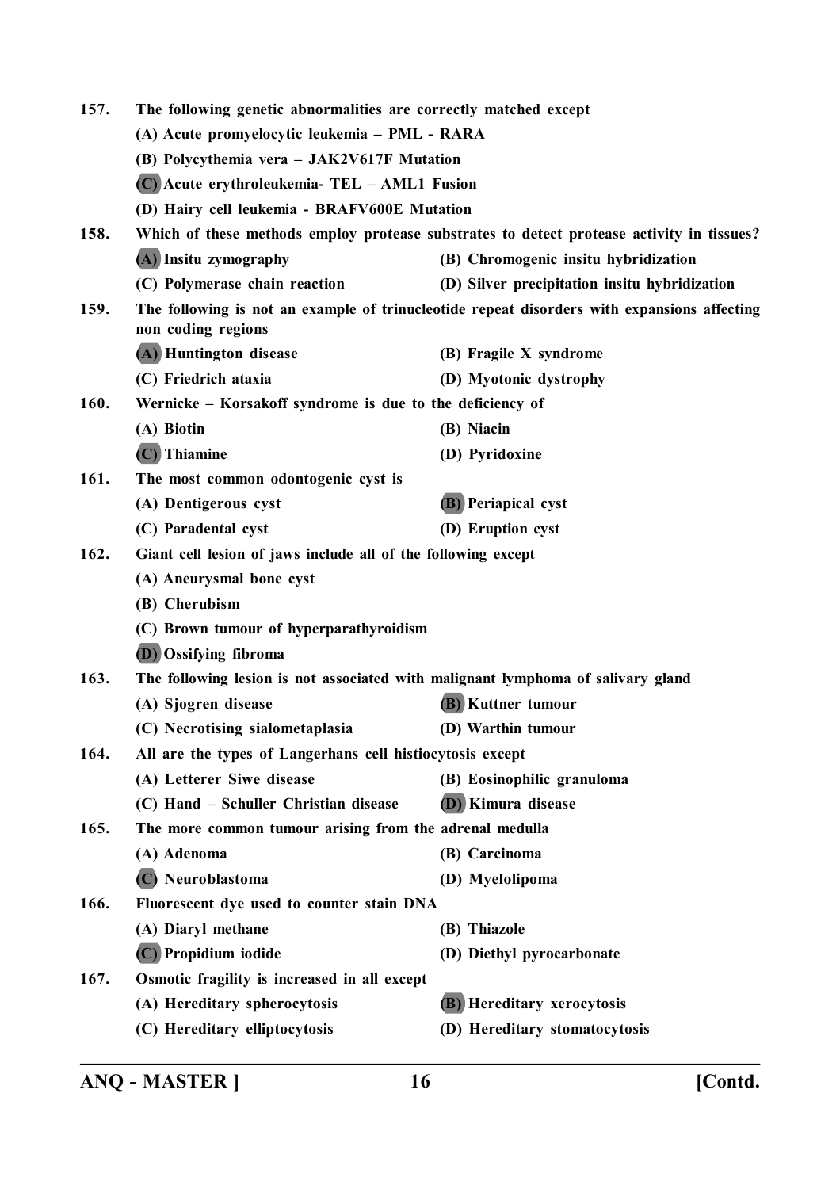157. **The following genetic abnormalities are correctly matched except**

(A) Acute promyelocytic leukemia – PML - RARA

(B) Polycythemia vera – JAK2V617F Mutation

(C) Acute erythroleukemia- TEL – AML1 Fusion

(D) Hairy cell leukemia - BRAFV600E Mutation

158. **Which of these methods employ protease substrates to detect protease activity in tissues?**

(A) Insitu zymography

(B) Chromogenic insitu hybridization

(C) Polymerase chain reaction

(D) Silver precipitation insitu hybridization

159. **The following is not an example of trinucleotide repeat disorders with expansions affecting non coding regions**

(A) Huntington disease

(B) Fragile X syndrome

(C) Friedrich ataxia

(D) Myotonic dystrophy

160. **Wernicke – Korsakoff syndrome is due to the deficiency of**

(A) Biotin

(B) Niacin

(C) Thiamine

(D) Pyridoxine

161. **The most common odontogenic cyst is**

(A) Dentigerous cyst

(B) Periapical cyst

(C) Paradental cyst

(D) Eruption cyst

162. **Giant cell lesion of jaws include all of the following except**

(A) Aneurysmal bone cyst

(B) Cherubism

(C) Brown tumour of hyperparathyroidism

(D) Ossifying fibroma

163. **The following lesion is not associated with malignant lymphoma of salivary gland**

(A) Sjogren disease

(B) Kuttner tumour

(C) Necrotising sialometaplasia

(D) Warthin tumour

164. **All are the types of Langerhans cell histiocytosis except**

(A) Letterer Siwe disease

(B) Eosinophilic granuloma

(C) Hand – Schuller Christian disease

(D) Kimura disease

165. **The more common tumour arising from the adrenal medulla**

(A) Adenoma

(B) Carcinoma

(C) Neuroblastoma

(D) Myelolipoma

166. **Fluorescent dye used to counter stain DNA**

(A) Diaryl methane

(B) Thiazole

(C) Propidium iodide

(D) Diethyl pyrocarbonate

167. **Osmotic fragility is increased in all except**

(A) Hereditary spherocytosis

(B) Hereditary xerocytosis

(C) Hereditary elliptocytosis

(D) Hereditary stomatocytosis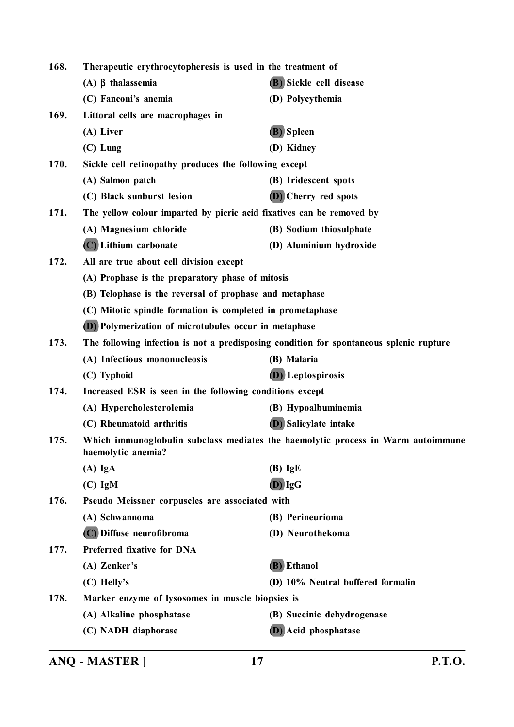168. **Therapeutic erythrocytopheresis is used in the treatment of**

(A) $\beta$ thalassemia
(B) Sickle cell disease
(C) Fanconi's anemia
(D) Polycythemia

169. **Littoral cells are macrophages in**

(A) Liver
(B) Spleen
(C) Lung
(D) Kidney

170. **Sickle cell retinopathy produces the following except**

(A) Salmon patch
(B) Iridescent spots
(C) Black sunburst lesion
(D) Cherry red spots

171. **The yellow colour imparted by picric acid fixatives can be removed by**

(A) Magnesium chloride
(B) Sodium thiosulphate
(C) Lithium carbonate
(D) Aluminium hydroxide

172. **All are true about cell division except**

(A) Prophase is the preparatory phase of mitosis
(B) Telophase is the reversal of prophase and metaphase
(C) Mitotic spindle formation is completed in prometaphase
(D) Polymerization of microtubules occur in metaphase

173. **The following infection is not a predisposing condition for spontaneous splenic rupture**

(A) Infectious mononucleosis
(B) Malaria
(C) Typhoid
(D) Leptospirosis

174. **Increased ESR is seen in the following conditions except**

(A) Hypercholesterolemia
(B) Hypoalbuminemia
(C) Rheumatoid arthritis
(D) Salicylate intake

175. **Which immunoglobulin subclass mediates the haemolytic process in Warm autoimmune haemolytic anemia?**

(A) IgA
(B) IgE
(C) IgM
(D) IgG

176. **Pseudo Meissner corpuscles are associated with**

(A) Schwannoma
(B) Perineurioma
(C) Diffuse neurofibroma
(D) Neurothekoma

177. **Preferred fixative for DNA**

(A) Zenker's
(B) Ethanol
(C) Helly's
(D) 10% Neutral buffered formalin

178. **Marker enzyme of lysosomes in muscle biopsies is**

(A) Alkaline phosphatase
(B) Succinic dehydrogenase
(C) NADH diaphorase
(D) Acid phosphatase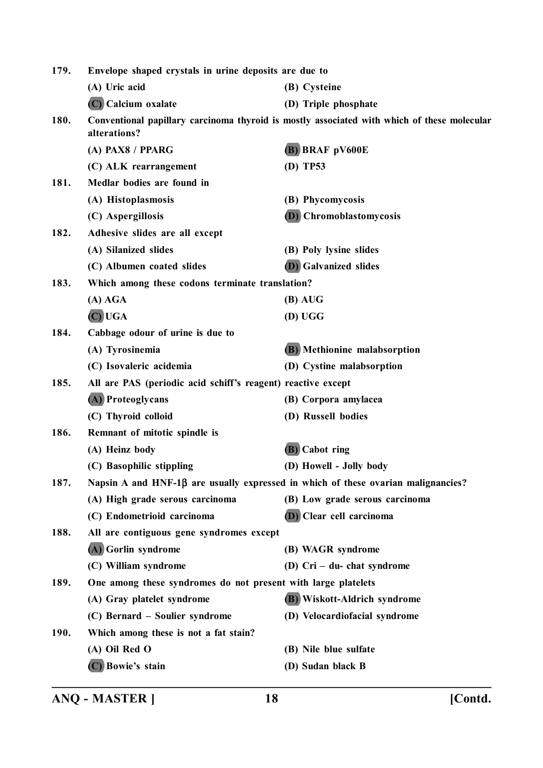179. Envelope shaped crystals in urine deposits are due to

(A) Uric acid
(B) Cysteine
(C) Calcium oxalate
(D) Triple phosphate

180. Conventional papillary carcinoma thyroid is mostly associated with which of these molecular alterations?

(A) PAX8 / PPARG
(B) BRAF pV600E
(C) ALK rearrangement
(D) TP53

181. Medlar bodies are found in

(A) Histoplasmosis
(B) Phycomycosis
(C) Aspergillosis
(D) Chromoblastomycosis

182. Adhesive slides are all except

(A) Silanized slides
(B) Poly lysine slides
(C) Albumen coated slides
(D) Galvanized slides

183. Which among these codons terminate translation?

(A) AGA
(B) AUG
(C) UGA
(D) UGG

184. Cabbage odour of urine is due to

(A) Tyrosinemia
(B) Methionine malabsorption
(C) Isovaleric acidemia
(D) Cystine malabsorption

185. All are PAS (periodic acid schiff's reagent) reactive except

(A) Proteoglycans
(B) Corpora amylacea
(C) Thyroid colloid
(D) Russell bodies

186. Remnant of mitotic spindle is

(A) Heinz body
(B) Cabot ring
(C) Basophilic stippling
(D) Howell - Jolly body

187. Napsin A and HNF-1β are usually expressed in which of these ovarian malignancies?

(A) High grade serous carcinoma
(B) Low grade serous carcinoma
(C) Endometrioid carcinoma
(D) Clear cell carcinoma

188. All are contiguous gene syndromes except

(A) Gorlin syndrome
(B) WAGR syndrome
(C) William syndrome
(D) Cri – du- chat syndrome

189. One among these syndromes do not present with large platelets

(A) Gray platelet syndrome
(B) Wiskott-Aldrich syndrome
(C) Bernard – Soulier syndrome
(D) Velocardiofacial syndrome

190. Which among these is not a fat stain?

(A) Oil Red O
(B) Nile blue sulfate
(C) Bowie's stain
(D) Sudan black B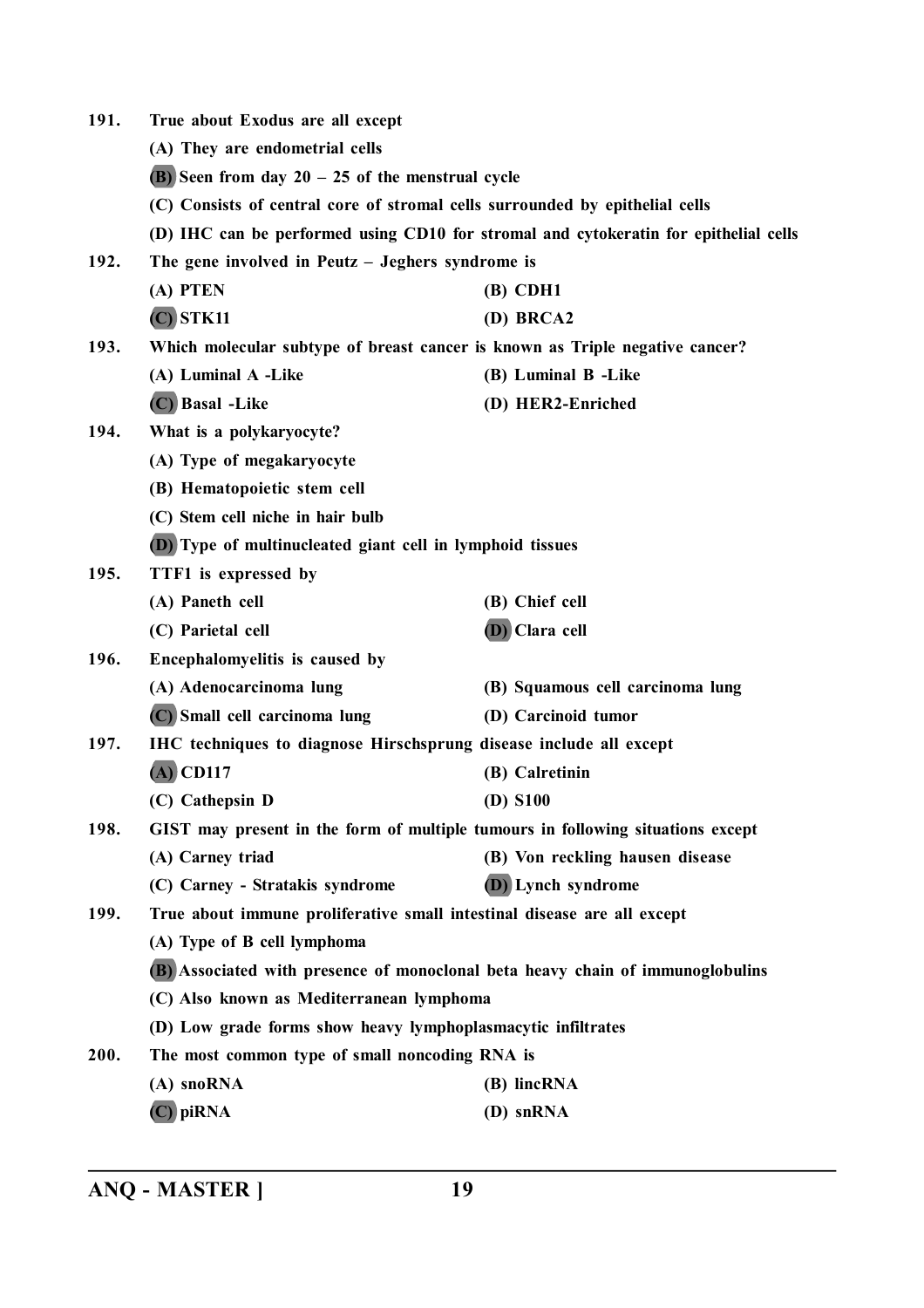191. True about Exodus are all except

(A) They are endometrial cells

**(B)** Seen from day 20 – 25 of the menstrual cycle

(C) Consists of central core of stromal cells surrounded by epithelial cells

(D) IHC can be performed using CD10 for stromal and cytokeratin for epithelial cells

192. The gene involved in Peutz – Jeghers syndrome is

(A) PTEN (B) CDH1

**(C)** STK11 (D) BRCA2

193. Which molecular subtype of breast cancer is known as Triple negative cancer?

(A) Luminal A -Like (B) Luminal B -Like

**(C)** Basal -Like (D) HER2-Enriched

194. What is a polykaryocyte?

(A) Type of megakaryocyte

(B) Hematopoietic stem cell

(C) Stem cell niche in hair bulb

**(D)** Type of multinucleated giant cell in lymphoid tissues

195. TTF1 is expressed by

(A) Paneth cell (B) Chief cell

(C) Parietal cell **(D)** Clara cell

196. Encephalomyelitis is caused by

(A) Adenocarcinoma lung (B) Squamous cell carcinoma lung

**(C)** Small cell carcinoma lung (D) Carcinoid tumor

197. IHC techniques to diagnose Hirschsprung disease include all except

**(A)** CD117 (B) Calretinin

(C) Cathepsin D (D) S100

198. GIST may present in the form of multiple tumours in following situations except

(A) Carney triad (B) Von reckling hausen disease

(C) Carney - Stratakis syndrome **(D)** Lynch syndrome

199. True about immune proliferative small intestinal disease are all except

(A) Type of B cell lymphoma

**(B)** Associated with presence of monoclonal beta heavy chain of immunoglobulins

(C) Also known as Mediterranean lymphoma

(D) Low grade forms show heavy lymphoplasmacytic infiltrates

200. The most common type of small noncoding RNA is

(A) snoRNA (B) lincRNA

**(C)** piRNA (D) snRNA

ANQ - MASTER ]